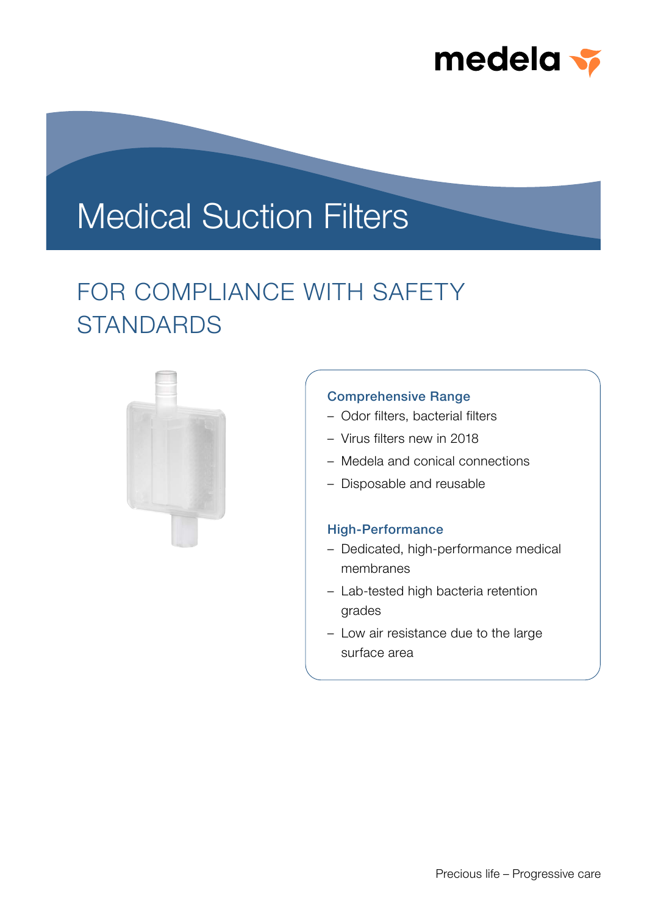medela

# Medical Suction Filters

## FOR COMPLIANCE WITH SAFETY STANDARDS

### Comprehensive Range

- Odor filters, bacterial filters
- Virus filters new in 2018
- Medela and conical connections
- Disposable and reusable

### High-Performance

- Dedicated, high-performance medical membranes
- Lab-tested high bacteria retention grades
- Low air resistance due to the large surface area

Precious life – Progressive care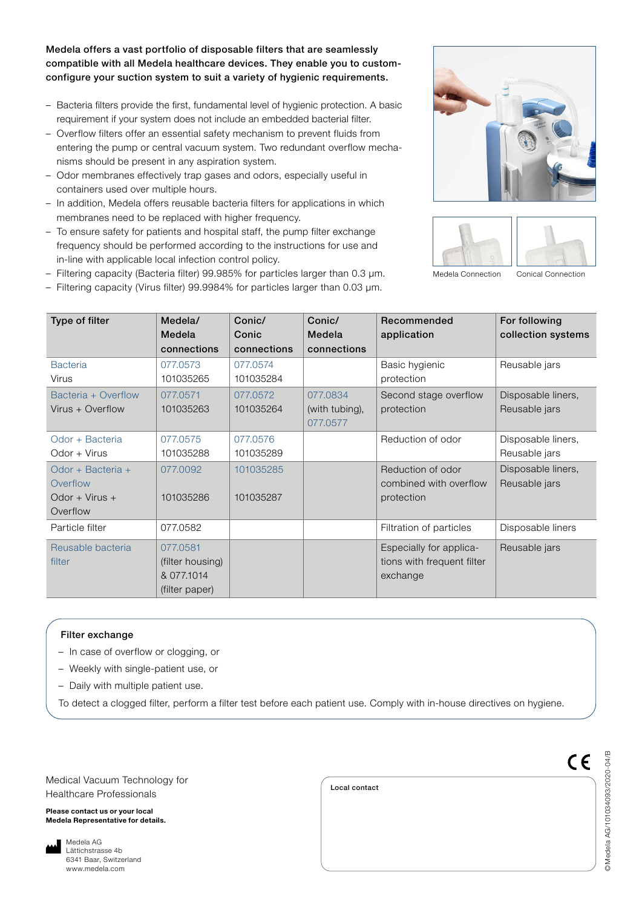**Medela offers a vast portfolio of disposable filters that are seamlessly compatible with all Medela healthcare devices. They enable you to custom-configure your suction system to suit a variety of hygienic requirements.**

- Bacteria filters provide the first, fundamental level of hygienic protection. A basic requirement if your system does not include an embedded bacterial filter.
- Overflow filters offer an essential safety mechanism to prevent fluids from entering the pump or central vacuum system. Two redundant overflow mechanisms should be present in any aspiration system.
- Odor membranes effectively trap gases and odors, especially useful in containers used over multiple hours.
- In addition, Medela offers reusable bacteria filters for applications in which membranes need to be replaced with higher frequency.
- To ensure safety for patients and hospital staff, the pump filter exchange frequency should be performed according to the instructions for use and in-line with applicable local infection control policy.
- Filtering capacity (Bacteria filter) 99.985% for particles larger than 0.3 µm.
- Filtering capacity (Virus filter) 99.9984% for particles larger than 0.03 µm.

Medela Connection

Conical Connection

| Type of filter | Medela/ Medela connections | Conic/ Conic connections | Conic/ Medela connections | Recommended application | For following collection systems |
|---|---|---|---|---|---|
| Bacteria<br>Virus | 077.0573<br>101035265 | 077.0574<br>101035284 | | Basic hygienic protection | Reusable jars |
| Bacteria + Overflow<br>Virus + Overflow | 077.0571<br>101035263 | 077.0572<br>101035264 | 077.0834 (with tubing), 077.0577 | Second stage overflow protection | Disposable liners, Reusable jars |
| Odor + Bacteria<br>Odor + Virus | 077.0575<br>101035288 | 077.0576<br>101035289 | | Reduction of odor | Disposable liners, Reusable jars |
| Odor + Bacteria + Overflow<br>Odor + Virus + Overflow | 077.0092<br>101035286 | 101035285<br>101035287 | | Reduction of odor combined with overflow protection | Disposable liners, Reusable jars |
| Particle filter | 077.0582 | | | Filtration of particles | Disposable liners |
| Reusable bacteria filter | 077.0581 (filter housing) & 077.1014 (filter paper) | | | Especially for applications with frequent filter exchange | Reusable jars |

**Filter exchange**

- In case of overflow or clogging, or
- Weekly with single-patient use, or
- Daily with multiple patient use.

To detect a clogged filter, perform a filter test before each patient use. Comply with in-house directives on hygiene.

Medical Vacuum Technology for Healthcare Professionals

**Please contact us or your local Medela Representative for details.**

Medela AG
Lättichstrasse 4b
6341 Baar, Switzerland
www.medela.com

Local contact

CE

©Medela AG/101034093/2020-04/B